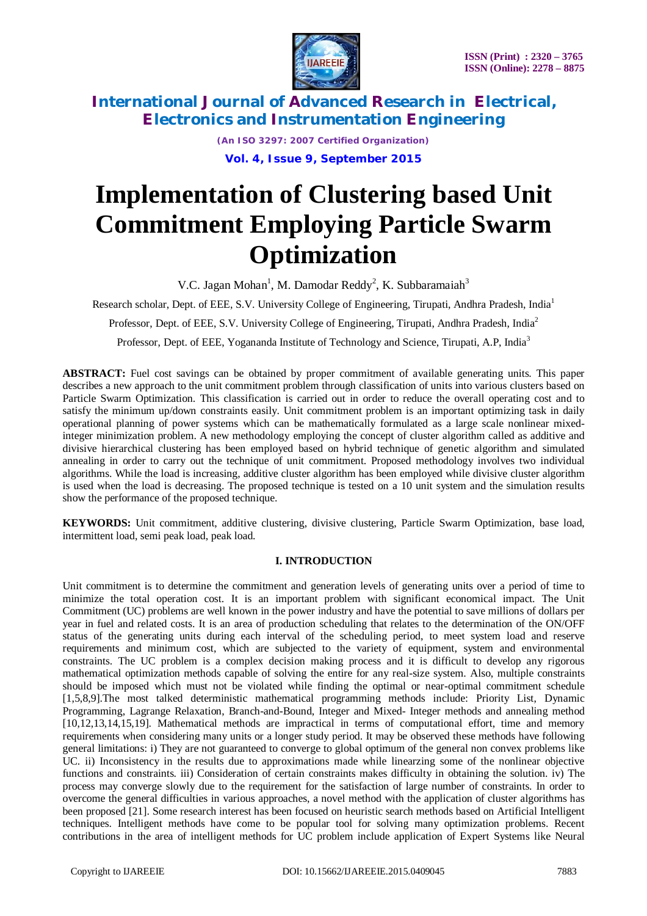# Implementation of Clustering based Unit Commitment Employing Particle Swarm Optimization

V.C. Jagan Mohan[1], M. Damodar Reddy[2], K. Subbaramaiah[3]

Research scholar, Dept. of EEE, S.V. University College of Engineering, Tirupati, Andhra Pradesh, India[1]

Professor, Dept. of EEE, S.V. University College of Engineering, Tirupati, Andhra Pradesh, India[2]

Professor, Dept. of EEE, Yogananda Institute of Technology and Science, Tirupati, A.P, India[3]

**ABSTRACT:** Fuel cost savings can be obtained by proper commitment of available generating units. This paper describes a new approach to the unit commitment problem through classification of units into various clusters based on Particle Swarm Optimization. This classification is carried out in order to reduce the overall operating cost and to satisfy the minimum up/down constraints easily. Unit commitment problem is an important optimizing task in daily operational planning of power systems which can be mathematically formulated as a large scale nonlinear mixed-integer minimization problem. A new methodology employing the concept of cluster algorithm called as additive and divisive hierarchical clustering has been employed based on hybrid technique of genetic algorithm and simulated annealing in order to carry out the technique of unit commitment. Proposed methodology involves two individual algorithms. While the load is increasing, additive cluster algorithm has been employed while divisive cluster algorithm is used when the load is decreasing. The proposed technique is tested on a 10 unit system and the simulation results show the performance of the proposed technique.

**KEYWORDS:** Unit commitment, additive clustering, divisive clustering, Particle Swarm Optimization, base load, intermittent load, semi peak load, peak load.

## I. INTRODUCTION

Unit commitment is to determine the commitment and generation levels of generating units over a period of time to minimize the total operation cost. It is an important problem with significant economical impact. The Unit Commitment (UC) problems are well known in the power industry and have the potential to save millions of dollars per year in fuel and related costs. It is an area of production scheduling that relates to the determination of the ON/OFF status of the generating units during each interval of the scheduling period, to meet system load and reserve requirements and minimum cost, which are subjected to the variety of equipment, system and environmental constraints. The UC problem is a complex decision making process and it is difficult to develop any rigorous mathematical optimization methods capable of solving the entire for any real-size system. Also, multiple constraints should be imposed which must not be violated while finding the optimal or near-optimal commitment schedule [1,5,8,9].The most talked deterministic mathematical programming methods include: Priority List, Dynamic Programming, Lagrange Relaxation, Branch-and-Bound, Integer and Mixed- Integer methods and annealing method [10,12,13,14,15,19]. Mathematical methods are impractical in terms of computational effort, time and memory requirements when considering many units or a longer study period. It may be observed these methods have following general limitations: i) They are not guaranteed to converge to global optimum of the general non convex problems like UC. ii) Inconsistency in the results due to approximations made while linearzing some of the nonlinear objective functions and constraints. iii) Consideration of certain constraints makes difficulty in obtaining the solution. iv) The process may converge slowly due to the requirement for the satisfaction of large number of constraints. In order to overcome the general difficulties in various approaches, a novel method with the application of cluster algorithms has been proposed [21]. Some research interest has been focused on heuristic search methods based on Artificial Intelligent techniques. Intelligent methods have come to be popular tool for solving many optimization problems. Recent contributions in the area of intelligent methods for UC problem include application of Expert Systems like Neural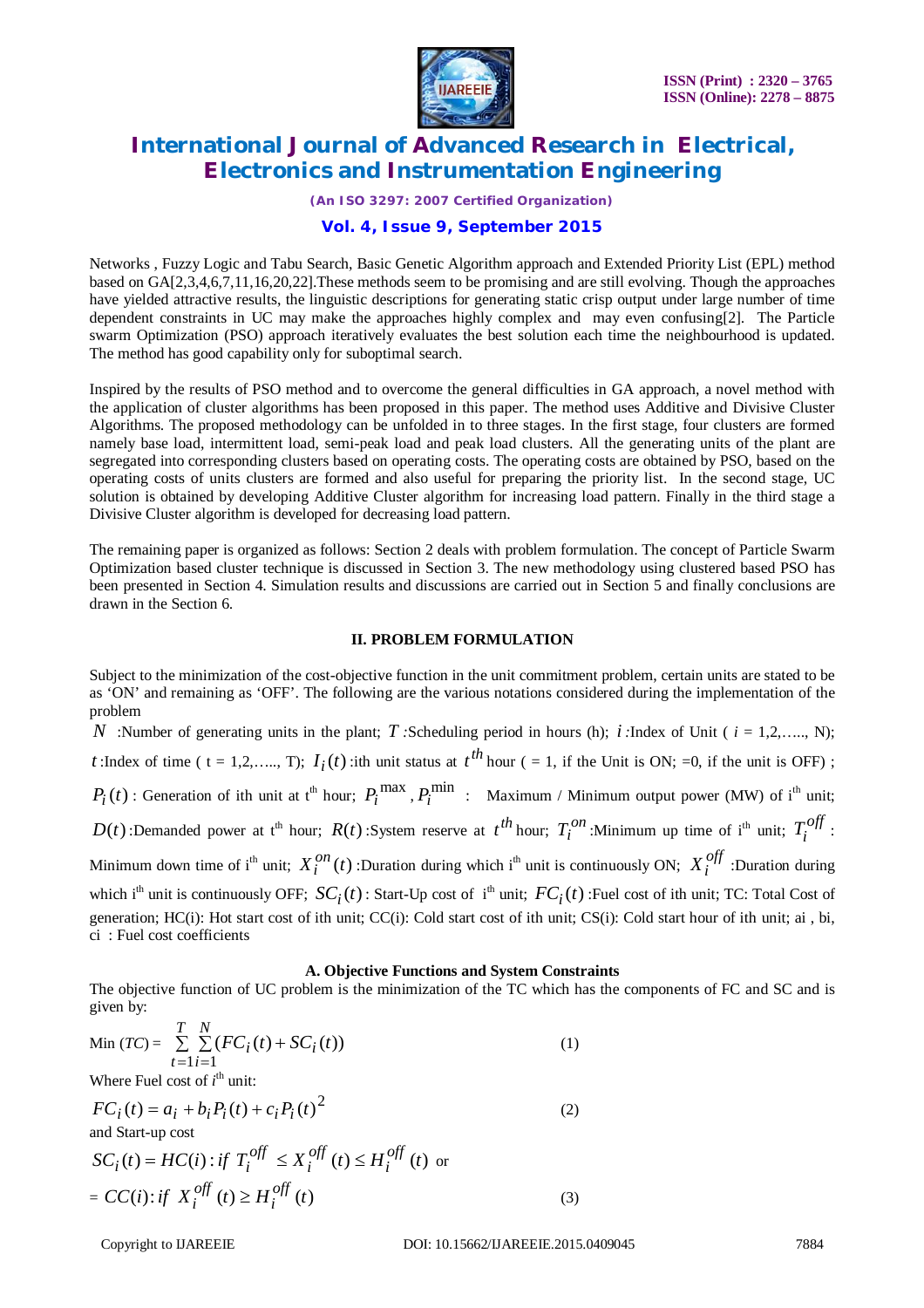Networks , Fuzzy Logic and Tabu Search, Basic Genetic Algorithm approach and Extended Priority List (EPL) method based on GA[2,3,4,6,7,11,16,20,22].These methods seem to be promising and are still evolving. Though the approaches have yielded attractive results, the linguistic descriptions for generating static crisp output under large number of time dependent constraints in UC may make the approaches highly complex and may even confusing[2]. The Particle swarm Optimization (PSO) approach iteratively evaluates the best solution each time the neighbourhood is updated. The method has good capability only for suboptimal search.

Inspired by the results of PSO method and to overcome the general difficulties in GA approach, a novel method with the application of cluster algorithms has been proposed in this paper. The method uses Additive and Divisive Cluster Algorithms. The proposed methodology can be unfolded in to three stages. In the first stage, four clusters are formed namely base load, intermittent load, semi-peak load and peak load clusters. All the generating units of the plant are segregated into corresponding clusters based on operating costs. The operating costs are obtained by PSO, based on the operating costs of units clusters are formed and also useful for preparing the priority list. In the second stage, UC solution is obtained by developing Additive Cluster algorithm for increasing load pattern. Finally in the third stage a Divisive Cluster algorithm is developed for decreasing load pattern.

The remaining paper is organized as follows: Section 2 deals with problem formulation. The concept of Particle Swarm Optimization based cluster technique is discussed in Section 3. The new methodology using clustered based PSO has been presented in Section 4. Simulation results and discussions are carried out in Section 5 and finally conclusions are drawn in the Section 6.

## II. PROBLEM FORMULATION

Subject to the minimization of the cost-objective function in the unit commitment problem, certain units are stated to be as 'ON' and remaining as 'OFF'. The following are the various notations considered during the implementation of the problem

$N$ :Number of generating units in the plant; $T$ :Scheduling period in hours (h); $i$ :Index of Unit ( $i$ = 1,2,….., N); $t$ :Index of time ( t = 1,2,….., T); $I_i(t)$ :ith unit status at $t^{th}$ hour ( = 1, if the Unit is ON; =0, if the unit is OFF) ; $P_i(t)$ : Generation of ith unit at t[th] hour; $P_i^{\max}, P_i^{\min}$ : Maximum / Minimum output power (MW) of i[th] unit; $D(t)$ :Demanded power at t[th] hour; $R(t)$ :System reserve at $t^{th}$ hour; $T_i^{on}$ :Minimum up time of i[th] unit; $T_i^{off}$ : Minimum down time of i[th] unit; $X_i^{on}(t)$ :Duration during which i[th] unit is continuously ON; $X_i^{off}$ :Duration during which i[th] unit is continuously OFF; $SC_i(t)$ : Start-Up cost of i[th] unit; $FC_i(t)$ :Fuel cost of ith unit; TC: Total Cost of generation; HC(i): Hot start cost of ith unit; CC(i): Cold start cost of ith unit; CS(i): Cold start hour of ith unit; ai , bi, ci : Fuel cost coefficients

### A. Objective Functions and System Constraints

The objective function of UC problem is the minimization of the TC which has the components of FC and SC and is given by:

$$\text{Min } (TC) = \sum_{t=1}^{T}\sum_{i=1}^{N}(FC_i(t) + SC_i(t)) \tag{1}$$

Where Fuel cost of $i^{th}$ unit:

$$FC_i(t) = a_i + b_i P_i(t) + c_i P_i(t)^2 \tag{2}$$

and Start-up cost

$$SC_i(t) = HC(i) : if\ T_i^{off} \le X_i^{off}(t) \le H_i^{off}(t) \text{ or}$$

$$= CC(i) : if\ X_i^{off}(t) \ge H_i^{off}(t) \tag{3}$$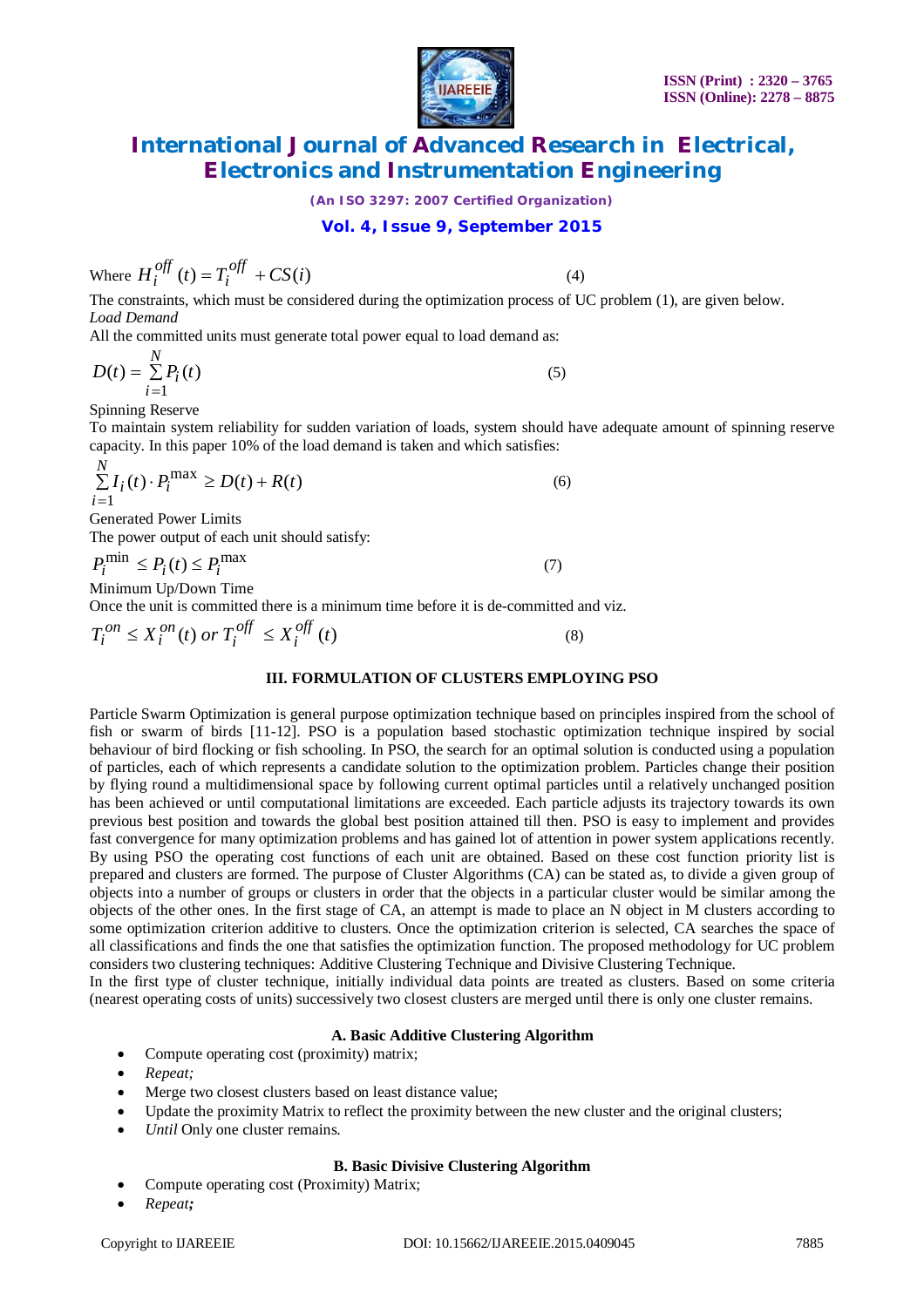Where $H_i^{off}(t) = T_i^{off} + CS(i)$ (4)

The constraints, which must be considered during the optimization process of UC problem (1), are given below.

*Load Demand*

All the committed units must generate total power equal to load demand as:

$$D(t) = \sum_{i=1}^{N} P_i(t) \tag{5}$$

Spinning Reserve

To maintain system reliability for sudden variation of loads, system should have adequate amount of spinning reserve capacity. In this paper 10% of the load demand is taken and which satisfies:

$$\sum_{i=1}^{N} I_i(t) \cdot P_i^{\max} \geq D(t) + R(t) \tag{6}$$

Generated Power Limits

The power output of each unit should satisfy:

$$P_i^{\min} \leq P_i(t) \leq P_i^{\max} \tag{7}$$

Minimum Up/Down Time

Once the unit is committed there is a minimum time before it is de-committed and viz.

$$T_i^{on} \leq X_i^{on}(t) \text{ or } T_i^{off} \leq X_i^{off}(t) \tag{8}$$

## III. FORMULATION OF CLUSTERS EMPLOYING PSO

Particle Swarm Optimization is general purpose optimization technique based on principles inspired from the school of fish or swarm of birds [11-12]. PSO is a population based stochastic optimization technique inspired by social behaviour of bird flocking or fish schooling. In PSO, the search for an optimal solution is conducted using a population of particles, each of which represents a candidate solution to the optimization problem. Particles change their position by flying round a multidimensional space by following current optimal particles until a relatively unchanged position has been achieved or until computational limitations are exceeded. Each particle adjusts its trajectory towards its own previous best position and towards the global best position attained till then. PSO is easy to implement and provides fast convergence for many optimization problems and has gained lot of attention in power system applications recently. By using PSO the operating cost functions of each unit are obtained. Based on these cost function priority list is prepared and clusters are formed. The purpose of Cluster Algorithms (CA) can be stated as, to divide a given group of objects into a number of groups or clusters in order that the objects in a particular cluster would be similar among the objects of the other ones. In the first stage of CA, an attempt is made to place an N object in M clusters according to some optimization criterion additive to clusters. Once the optimization criterion is selected, CA searches the space of all classifications and finds the one that satisfies the optimization function. The proposed methodology for UC problem considers two clustering techniques: Additive Clustering Technique and Divisive Clustering Technique.

In the first type of cluster technique, initially individual data points are treated as clusters. Based on some criteria (nearest operating costs of units) successively two closest clusters are merged until there is only one cluster remains.

### A. Basic Additive Clustering Algorithm

- Compute operating cost (proximity) matrix;
- *Repeat;*
- Merge two closest clusters based on least distance value;
- Update the proximity Matrix to reflect the proximity between the new cluster and the original clusters;
- *Until* Only one cluster remains.

### B. Basic Divisive Clustering Algorithm

- Compute operating cost (Proximity) Matrix;
- *Repeat;*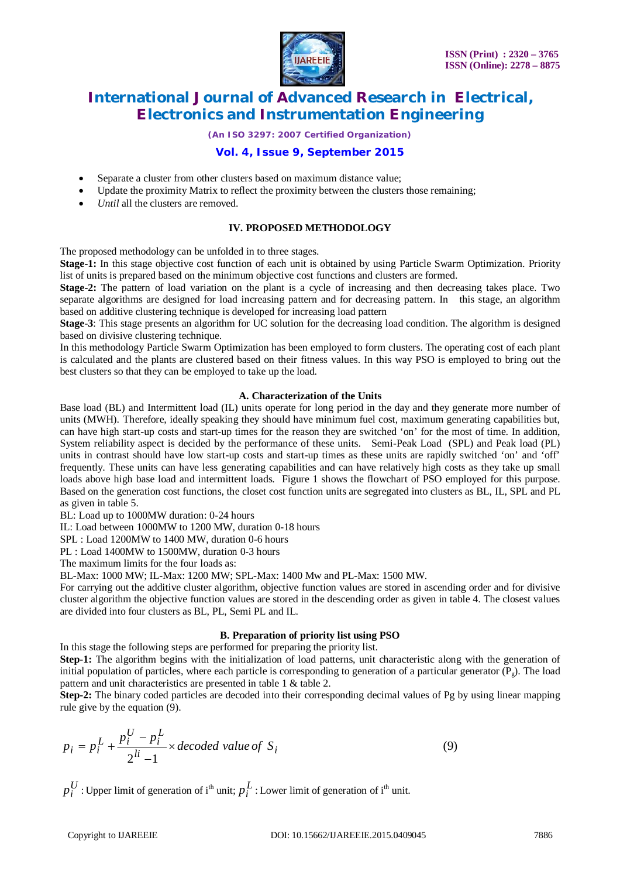- Separate a cluster from other clusters based on maximum distance value;
- Update the proximity Matrix to reflect the proximity between the clusters those remaining;
- *Until* all the clusters are removed.

## IV. PROPOSED METHODOLOGY

The proposed methodology can be unfolded in to three stages.

**Stage-1:** In this stage objective cost function of each unit is obtained by using Particle Swarm Optimization. Priority list of units is prepared based on the minimum objective cost functions and clusters are formed.

**Stage-2:** The pattern of load variation on the plant is a cycle of increasing and then decreasing takes place. Two separate algorithms are designed for load increasing pattern and for decreasing pattern. In this stage, an algorithm based on additive clustering technique is developed for increasing load pattern

**Stage-3**: This stage presents an algorithm for UC solution for the decreasing load condition. The algorithm is designed based on divisive clustering technique.

In this methodology Particle Swarm Optimization has been employed to form clusters. The operating cost of each plant is calculated and the plants are clustered based on their fitness values. In this way PSO is employed to bring out the best clusters so that they can be employed to take up the load.

### A. Characterization of the Units

Base load (BL) and Intermittent load (IL) units operate for long period in the day and they generate more number of units (MWH). Therefore, ideally speaking they should have minimum fuel cost, maximum generating capabilities but, can have high start-up costs and start-up times for the reason they are switched 'on' for the most of time. In addition, System reliability aspect is decided by the performance of these units. Semi-Peak Load (SPL) and Peak load (PL) units in contrast should have low start-up costs and start-up times as these units are rapidly switched 'on' and 'off' frequently. These units can have less generating capabilities and can have relatively high costs as they take up small loads above high base load and intermittent loads. Figure 1 shows the flowchart of PSO employed for this purpose. Based on the generation cost functions, the closet cost function units are segregated into clusters as BL, IL, SPL and PL as given in table 5.

BL: Load up to 1000MW duration: 0-24 hours

IL: Load between 1000MW to 1200 MW, duration 0-18 hours

SPL : Load 1200MW to 1400 MW, duration 0-6 hours

PL : Load 1400MW to 1500MW, duration 0-3 hours

The maximum limits for the four loads as:

BL-Max: 1000 MW; IL-Max: 1200 MW; SPL-Max: 1400 Mw and PL-Max: 1500 MW.

For carrying out the additive cluster algorithm, objective function values are stored in ascending order and for divisive cluster algorithm the objective function values are stored in the descending order as given in table 4. The closest values are divided into four clusters as BL, PL, Semi PL and IL.

### B. Preparation of priority list using PSO

In this stage the following steps are performed for preparing the priority list.

**Step-1:** The algorithm begins with the initialization of load patterns, unit characteristic along with the generation of initial population of particles, where each particle is corresponding to generation of a particular generator ($P_g$). The load pattern and unit characteristics are presented in table 1 & table 2.

**Step-2:** The binary coded particles are decoded into their corresponding decimal values of Pg by using linear mapping rule give by the equation (9).

$$p_i = p_i^L + \frac{p_i^U - p_i^L}{2^{li} - 1} \times decoded\ value\ of\ S_i \tag{9}$$

$p_i^U$ : Upper limit of generation of i[th] unit; $p_i^L$ : Lower limit of generation of i[th] unit.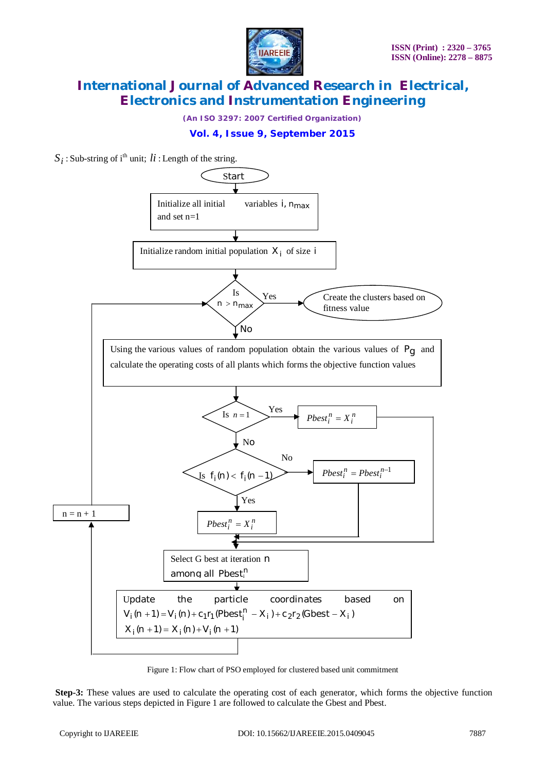$S_i$ : Sub-string of i[th] unit; $li$ : Length of the string.

Start

Initialize all initial variables i, $n_{max}$ and set n=1

Initialize random initial population $X_i$ of size i

Is $n > n_{max}$ — Yes → Create the clusters based on fitness value

No

Using the various values of random population obtain the various values of $P_g$ and calculate the operating costs of all plants which forms the objective function values

Is $n = 1$ — Yes → $Pbest_i^n = X_i^n$

No

Is $f_i(n) < f_i(n-1)$ — No → $Pbest_i^n = Pbest_i^{n-1}$

Yes

$Pbest_i^n = X_i^n$

Select G best at iteration n among all $Pbest_i^n$

Update the particle coordinates based on

$V_i(n+1) = V_i(n) + c_1 r_1 (Pbest_i^n - X_i) + c_2 r_2 (Gbest - X_i)$

$X_i(n+1) = X_i(n) + V_i(n+1)$

n = n + 1

Figure 1: Flow chart of PSO employed for clustered based unit commitment

**Step-3:** These values are used to calculate the operating cost of each generator, which forms the objective function value. The various steps depicted in Figure 1 are followed to calculate the Gbest and Pbest.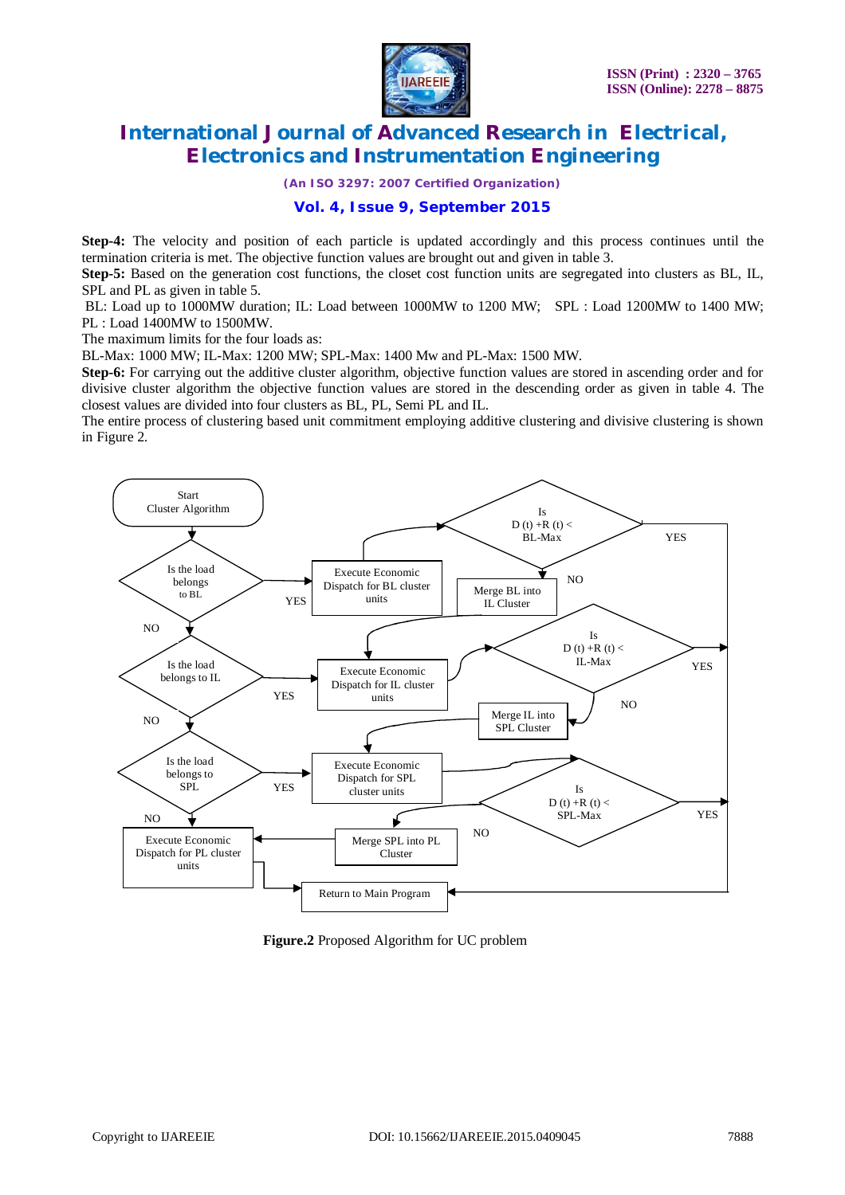**Step-4:** The velocity and position of each particle is updated accordingly and this process continues until the termination criteria is met. The objective function values are brought out and given in table 3.

**Step-5:** Based on the generation cost functions, the closet cost function units are segregated into clusters as BL, IL, SPL and PL as given in table 5.

BL: Load up to 1000MW duration; IL: Load between 1000MW to 1200 MW; SPL : Load 1200MW to 1400 MW; PL : Load 1400MW to 1500MW.

The maximum limits for the four loads as:

BL-Max: 1000 MW; IL-Max: 1200 MW; SPL-Max: 1400 Mw and PL-Max: 1500 MW.

**Step-6:** For carrying out the additive cluster algorithm, objective function values are stored in ascending order and for divisive cluster algorithm the objective function values are stored in the descending order as given in table 4. The closest values are divided into four clusters as BL, PL, Semi PL and IL.

The entire process of clustering based unit commitment employing additive clustering and divisive clustering is shown in Figure 2.

**Figure.2** Proposed Algorithm for UC problem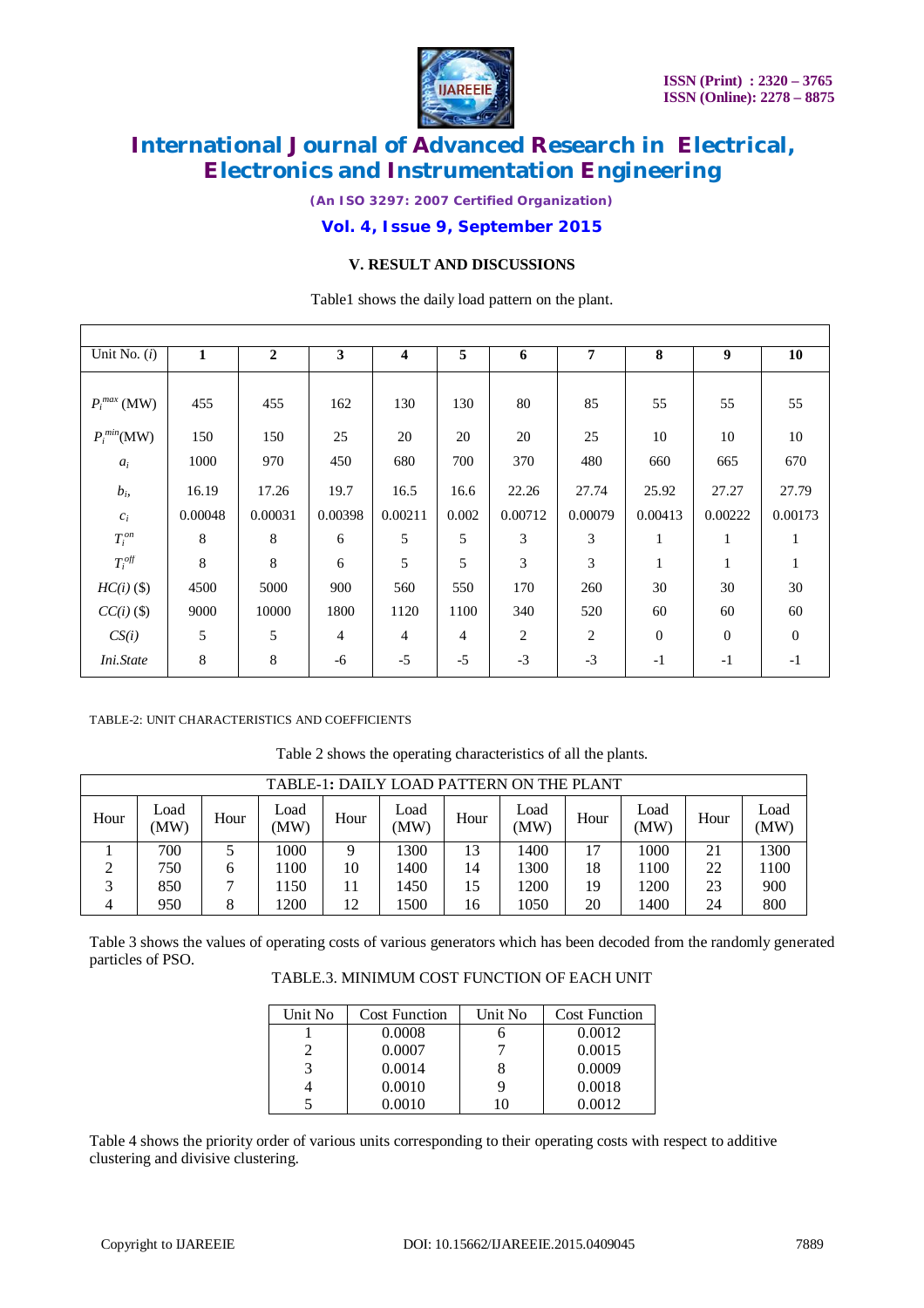## V. RESULT AND DISCUSSIONS

Table1 shows the daily load pattern on the plant.

| Unit No. ($i$) | 1 | 2 | 3 | 4 | 5 | 6 | 7 | 8 | 9 | 10 |
|---|---|---|---|---|---|---|---|---|---|---|
| $P_i^{max}$ (MW) | 455 | 455 | 162 | 130 | 130 | 80 | 85 | 55 | 55 | 55 |
| $P_i^{min}$(MW) | 150 | 150 | 25 | 20 | 20 | 20 | 25 | 10 | 10 | 10 |
| $a_i$ | 1000 | 970 | 450 | 680 | 700 | 370 | 480 | 660 | 665 | 670 |
| $b_i$, | 16.19 | 17.26 | 19.7 | 16.5 | 16.6 | 22.26 | 27.74 | 25.92 | 27.27 | 27.79 |
| $c_i$ | 0.00048 | 0.00031 | 0.00398 | 0.00211 | 0.002 | 0.00712 | 0.00079 | 0.00413 | 0.00222 | 0.00173 |
| $T_i^{on}$ | 8 | 8 | 6 | 5 | 5 | 3 | 3 | 1 | 1 | 1 |
| $T_i^{off}$ | 8 | 8 | 6 | 5 | 5 | 3 | 3 | 1 | 1 | 1 |
| $HC(i)$ ($) | 4500 | 5000 | 900 | 560 | 550 | 170 | 260 | 30 | 30 | 30 |
| $CC(i)$ ($) | 9000 | 10000 | 1800 | 1120 | 1100 | 340 | 520 | 60 | 60 | 60 |
| $CS(i)$ | 5 | 5 | 4 | 4 | 4 | 2 | 2 | 0 | 0 | 0 |
| *Ini.State* | 8 | 8 | -6 | -5 | -5 | -3 | -3 | -1 | -1 | -1 |

TABLE-2: UNIT CHARACTERISTICS AND COEFFICIENTS

Table 2 shows the operating characteristics of all the plants.

TABLE-1: DAILY LOAD PATTERN ON THE PLANT

| Hour | Load (MW) | Hour | Load (MW) | Hour | Load (MW) | Hour | Load (MW) | Hour | Load (MW) | Hour | Load (MW) |
|---|---|---|---|---|---|---|---|---|---|---|---|
| 1 | 700 | 5 | 1000 | 9 | 1300 | 13 | 1400 | 17 | 1000 | 21 | 1300 |
| 2 | 750 | 6 | 1100 | 10 | 1400 | 14 | 1300 | 18 | 1100 | 22 | 1100 |
| 3 | 850 | 7 | 1150 | 11 | 1450 | 15 | 1200 | 19 | 1200 | 23 | 900 |
| 4 | 950 | 8 | 1200 | 12 | 1500 | 16 | 1050 | 20 | 1400 | 24 | 800 |

Table 3 shows the values of operating costs of various generators which has been decoded from the randomly generated particles of PSO.

TABLE.3. MINIMUM COST FUNCTION OF EACH UNIT

| Unit No | Cost Function | Unit No | Cost Function |
|---|---|---|---|
| 1 | 0.0008 | 6 | 0.0012 |
| 2 | 0.0007 | 7 | 0.0015 |
| 3 | 0.0014 | 8 | 0.0009 |
| 4 | 0.0010 | 9 | 0.0018 |
| 5 | 0.0010 | 10 | 0.0012 |

Table 4 shows the priority order of various units corresponding to their operating costs with respect to additive clustering and divisive clustering.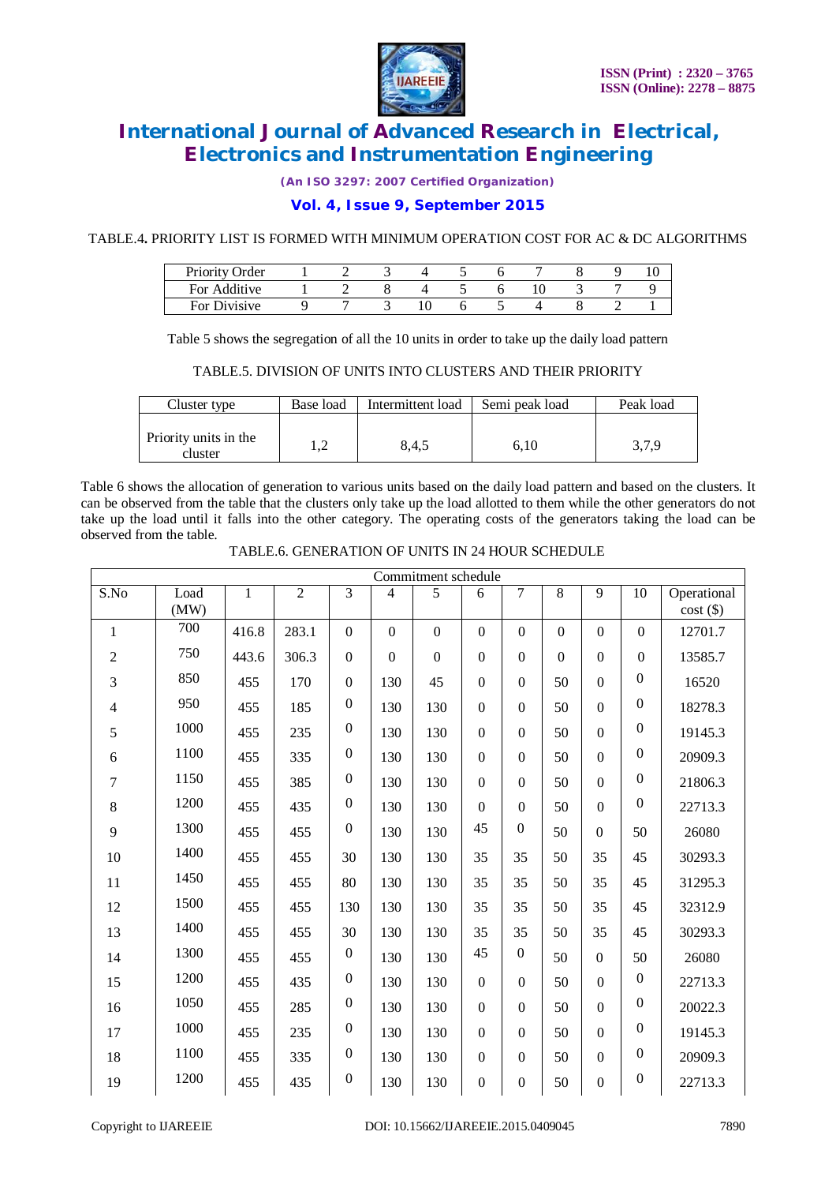TABLE.4. PRIORITY LIST IS FORMED WITH MINIMUM OPERATION COST FOR AC & DC ALGORITHMS

| Priority Order | 1 | 2 | 3 | 4 | 5 | 6 | 7 | 8 | 9 | 10 |
|---|---|---|---|---|---|---|---|---|---|---|
| For Additive | 1 | 2 | 8 | 4 | 5 | 6 | 10 | 3 | 7 | 9 |
| For Divisive | 9 | 7 | 3 | 10 | 6 | 5 | 4 | 8 | 2 | 1 |

Table 5 shows the segregation of all the 10 units in order to take up the daily load pattern

TABLE.5. DIVISION OF UNITS INTO CLUSTERS AND THEIR PRIORITY

| Cluster type | Base load | Intermittent load | Semi peak load | Peak load |
|---|---|---|---|---|
| Priority units in the cluster | 1,2 | 8,4,5 | 6,10 | 3,7,9 |

Table 6 shows the allocation of generation to various units based on the daily load pattern and based on the clusters. It can be observed from the table that the clusters only take up the load allotted to them while the other generators do not take up the load until it falls into the other category. The operating costs of the generators taking the load can be observed from the table.

TABLE.6. GENERATION OF UNITS IN 24 HOUR SCHEDULE

| Commitment schedule | | | | | | | | | | | | |
|---|---|---|---|---|---|---|---|---|---|---|---|---|
| S.No | Load (MW) | 1 | 2 | 3 | 4 | 5 | 6 | 7 | 8 | 9 | 10 | Operational cost ($) |
| 1 | 700 | 416.8 | 283.1 | 0 | 0 | 0 | 0 | 0 | 0 | 0 | 0 | 12701.7 |
| 2 | 750 | 443.6 | 306.3 | 0 | 0 | 0 | 0 | 0 | 0 | 0 | 0 | 13585.7 |
| 3 | 850 | 455 | 170 | 0 | 130 | 45 | 0 | 0 | 50 | 0 | 0 | 16520 |
| 4 | 950 | 455 | 185 | 0 | 130 | 130 | 0 | 0 | 50 | 0 | 0 | 18278.3 |
| 5 | 1000 | 455 | 235 | 0 | 130 | 130 | 0 | 0 | 50 | 0 | 0 | 19145.3 |
| 6 | 1100 | 455 | 335 | 0 | 130 | 130 | 0 | 0 | 50 | 0 | 0 | 20909.3 |
| 7 | 1150 | 455 | 385 | 0 | 130 | 130 | 0 | 0 | 50 | 0 | 0 | 21806.3 |
| 8 | 1200 | 455 | 435 | 0 | 130 | 130 | 0 | 0 | 50 | 0 | 0 | 22713.3 |
| 9 | 1300 | 455 | 455 | 0 | 130 | 130 | 45 | 0 | 50 | 0 | 50 | 26080 |
| 10 | 1400 | 455 | 455 | 30 | 130 | 130 | 35 | 35 | 50 | 35 | 45 | 30293.3 |
| 11 | 1450 | 455 | 455 | 80 | 130 | 130 | 35 | 35 | 50 | 35 | 45 | 31295.3 |
| 12 | 1500 | 455 | 455 | 130 | 130 | 130 | 35 | 35 | 50 | 35 | 45 | 32312.9 |
| 13 | 1400 | 455 | 455 | 30 | 130 | 130 | 35 | 35 | 50 | 35 | 45 | 30293.3 |
| 14 | 1300 | 455 | 455 | 0 | 130 | 130 | 45 | 0 | 50 | 0 | 50 | 26080 |
| 15 | 1200 | 455 | 435 | 0 | 130 | 130 | 0 | 0 | 50 | 0 | 0 | 22713.3 |
| 16 | 1050 | 455 | 285 | 0 | 130 | 130 | 0 | 0 | 50 | 0 | 0 | 20022.3 |
| 17 | 1000 | 455 | 235 | 0 | 130 | 130 | 0 | 0 | 50 | 0 | 0 | 19145.3 |
| 18 | 1100 | 455 | 335 | 0 | 130 | 130 | 0 | 0 | 50 | 0 | 0 | 20909.3 |
| 19 | 1200 | 455 | 435 | 0 | 130 | 130 | 0 | 0 | 50 | 0 | 0 | 22713.3 |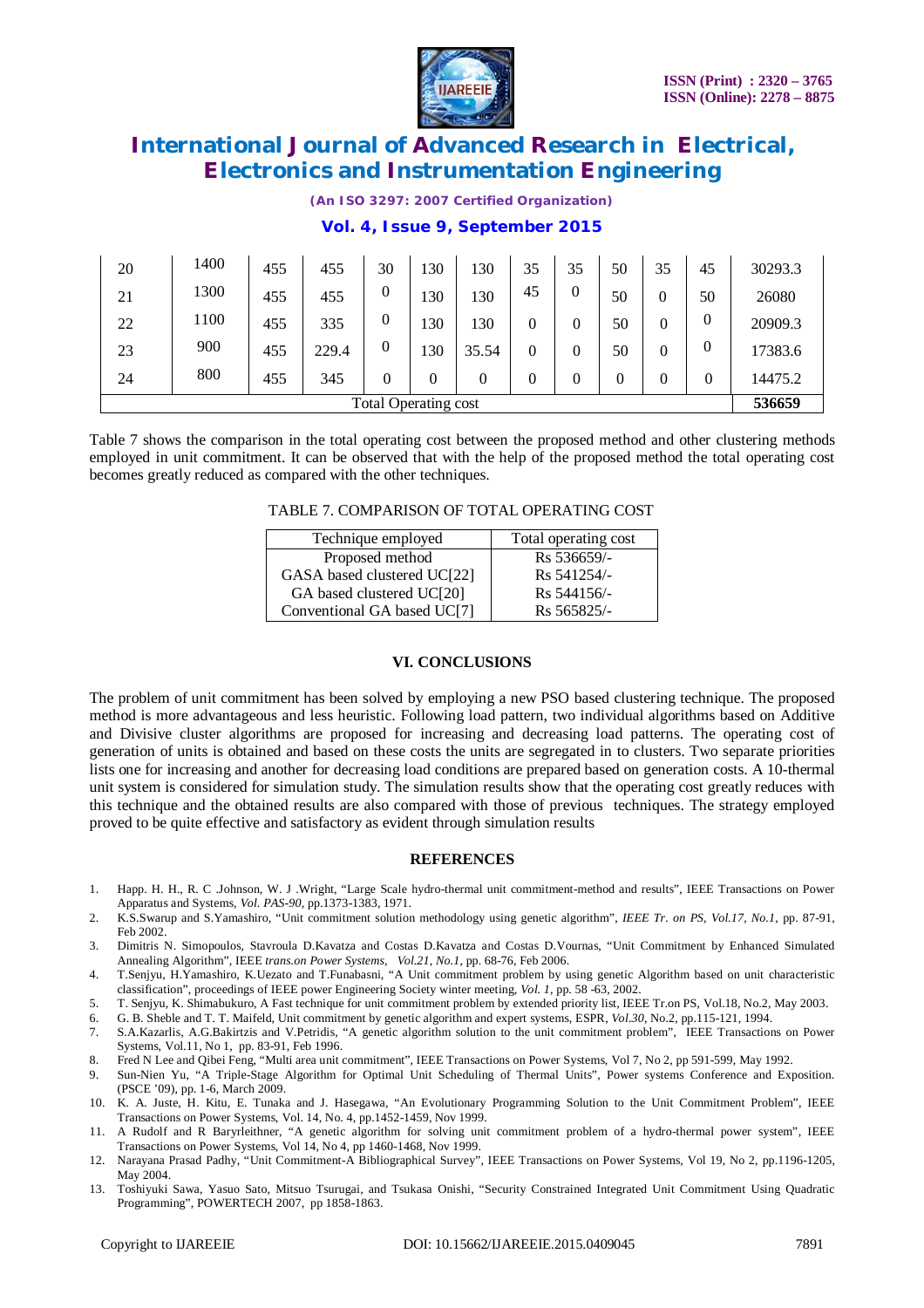| 20 | 1400 | 455 | 455 | 30 | 130 | 130 | 35 | 35 | 50 | 35 | 45 | 30293.3 |
|---|---|---|---|---|---|---|---|---|---|---|---|---|
| 21 | 1300 | 455 | 455 | 0 | 130 | 130 | 45 | 0 | 50 | 0 | 50 | 26080 |
| 22 | 1100 | 455 | 335 | 0 | 130 | 130 | 0 | 0 | 50 | 0 | 0 | 20909.3 |
| 23 | 900 | 455 | 229.4 | 0 | 130 | 35.54 | 0 | 0 | 50 | 0 | 0 | 17383.6 |
| 24 | 800 | 455 | 345 | 0 | 0 | 0 | 0 | 0 | 0 | 0 | 0 | 14475.2 |
| Total Operating cost | | | | | | | | | | | | **536659** |

Table 7 shows the comparison in the total operating cost between the proposed method and other clustering methods employed in unit commitment. It can be observed that with the help of the proposed method the total operating cost becomes greatly reduced as compared with the other techniques.

TABLE 7. COMPARISON OF TOTAL OPERATING COST

| Technique employed | Total operating cost |
|---|---|
| Proposed method | Rs 536659/- |
| GASA based clustered UC[22] | Rs 541254/- |
| GA based clustered UC[20] | Rs 544156/- |
| Conventional GA based UC[7] | Rs 565825/- |

## VI. CONCLUSIONS

The problem of unit commitment has been solved by employing a new PSO based clustering technique. The proposed method is more advantageous and less heuristic. Following load pattern, two individual algorithms based on Additive and Divisive cluster algorithms are proposed for increasing and decreasing load patterns. The operating cost of generation of units is obtained and based on these costs the units are segregated in to clusters. Two separate priorities lists one for increasing and another for decreasing load conditions are prepared based on generation costs. A 10-thermal unit system is considered for simulation study. The simulation results show that the operating cost greatly reduces with this technique and the obtained results are also compared with those of previous techniques. The strategy employed proved to be quite effective and satisfactory as evident through simulation results

## REFERENCES

1. Happ. H. H., R. C .Johnson, W. J .Wright, "Large Scale hydro-thermal unit commitment-method and results", IEEE Transactions on Power Apparatus and Systems, *Vol. PAS-90*, pp.1373-1383, 1971.
2. K.S.Swarup and S.Yamashiro, "Unit commitment solution methodology using genetic algorithm", *IEEE Tr. on PS*, *Vol.17*, *No.1*, pp. 87-91, Feb 2002.
3. Dimitris N. Simopoulos, Stavroula D.Kavatza and Costas D.Kavatza and Costas D.Vournas, "Unit Commitment by Enhanced Simulated Annealing Algorithm", IEEE *trans.on Power Systems*, *Vol.21*, *No.1*, pp. 68-76, Feb 2006.
4. T.Senjyu, H.Yamashiro, K.Uezato and T.Funabasni, "A Unit commitment problem by using genetic Algorithm based on unit characteristic classification", proceedings of IEEE power Engineering Society winter meeting, *Vol. 1*, pp. 58 -63, 2002.
5. T. Senjyu, K. Shimabukuro, A Fast technique for unit commitment problem by extended priority list, IEEE Tr.on PS, Vol.18, No.2, May 2003.
6. G. B. Sheble and T. T. Maifeld, Unit commitment by genetic algorithm and expert systems, ESPR, *Vol.30*, No.2, pp.115-121, 1994.
7. S.A.Kazarlis, A.G.Bakirtzis and V.Petridis, "A genetic algorithm solution to the unit commitment problem", IEEE Transactions on Power Systems, Vol.11, No 1, pp. 83-91, Feb 1996.
8. Fred N Lee and Qibei Feng, "Multi area unit commitment", IEEE Transactions on Power Systems, Vol 7, No 2, pp 591-599, May 1992.
9. Sun-Nien Yu, "A Triple-Stage Algorithm for Optimal Unit Scheduling of Thermal Units", Power systems Conference and Exposition. (PSCE '09), pp. 1-6, March 2009.
10. K. A. Juste, H. Kitu, E. Tunaka and J. Hasegawa, "An Evolutionary Programming Solution to the Unit Commitment Problem", IEEE Transactions on Power Systems, Vol. 14, No. 4, pp.1452-1459, Nov 1999.
11. A Rudolf and R Baryrleithner, "A genetic algorithm for solving unit commitment problem of a hydro-thermal power system", IEEE Transactions on Power Systems, Vol 14, No 4, pp 1460-1468, Nov 1999.
12. Narayana Prasad Padhy, "Unit Commitment-A Bibliographical Survey", IEEE Transactions on Power Systems, Vol 19, No 2, pp.1196-1205, May 2004.
13. Toshiyuki Sawa, Yasuo Sato, Mitsuo Tsurugai, and Tsukasa Onishi, "Security Constrained Integrated Unit Commitment Using Quadratic Programming", POWERTECH 2007, pp 1858-1863.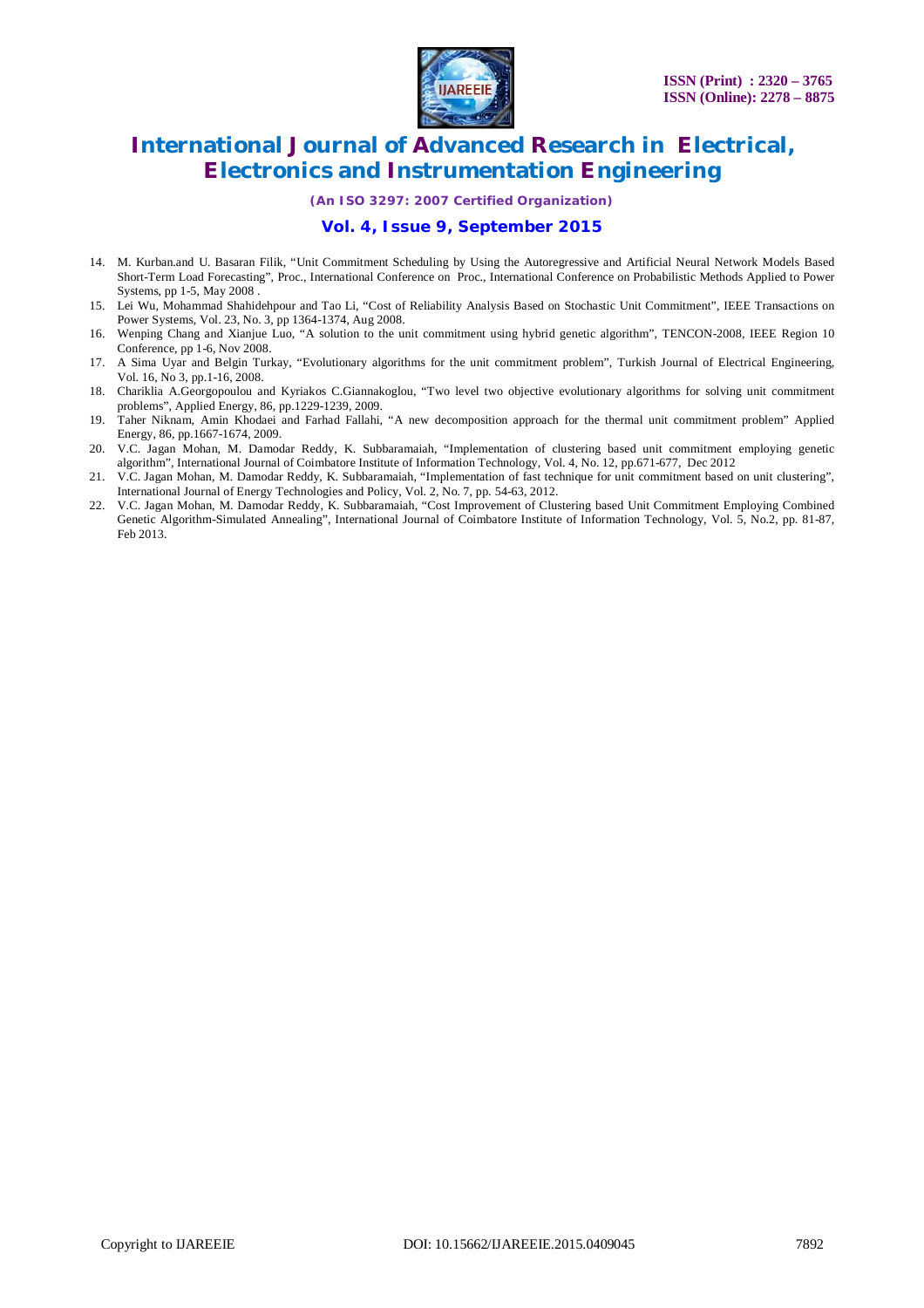14. M. Kurban.and U. Basaran Filik, "Unit Commitment Scheduling by Using the Autoregressive and Artificial Neural Network Models Based Short-Term Load Forecasting", Proc., International Conference on Proc., International Conference on Probabilistic Methods Applied to Power Systems, pp 1-5, May 2008 .
15. Lei Wu, Mohammad Shahidehpour and Tao Li, "Cost of Reliability Analysis Based on Stochastic Unit Commitment", IEEE Transactions on Power Systems, Vol. 23, No. 3, pp 1364-1374, Aug 2008.
16. Wenping Chang and Xianjue Luo, "A solution to the unit commitment using hybrid genetic algorithm", TENCON-2008, IEEE Region 10 Conference, pp 1-6, Nov 2008.
17. A Sima Uyar and Belgin Turkay, "Evolutionary algorithms for the unit commitment problem", Turkish Journal of Electrical Engineering, Vol. 16, No 3, pp.1-16, 2008.
18. Chariklia A.Georgopoulou and Kyriakos C.Giannakoglou, "Two level two objective evolutionary algorithms for solving unit commitment problems", Applied Energy, 86, pp.1229-1239, 2009.
19. Taher Niknam, Amin Khodaei and Farhad Fallahi, "A new decomposition approach for the thermal unit commitment problem" Applied Energy, 86, pp.1667-1674, 2009.
20. V.C. Jagan Mohan, M. Damodar Reddy, K. Subbaramaiah, "Implementation of clustering based unit commitment employing genetic algorithm", International Journal of Coimbatore Institute of Information Technology, Vol. 4, No. 12, pp.671-677, Dec 2012
21. V.C. Jagan Mohan, M. Damodar Reddy, K. Subbaramaiah, "Implementation of fast technique for unit commitment based on unit clustering", International Journal of Energy Technologies and Policy, Vol. 2, No. 7, pp. 54-63, 2012.
22. V.C. Jagan Mohan, M. Damodar Reddy, K. Subbaramaiah, "Cost Improvement of Clustering based Unit Commitment Employing Combined Genetic Algorithm-Simulated Annealing", International Journal of Coimbatore Institute of Information Technology, Vol. 5, No.2, pp. 81-87, Feb 2013.